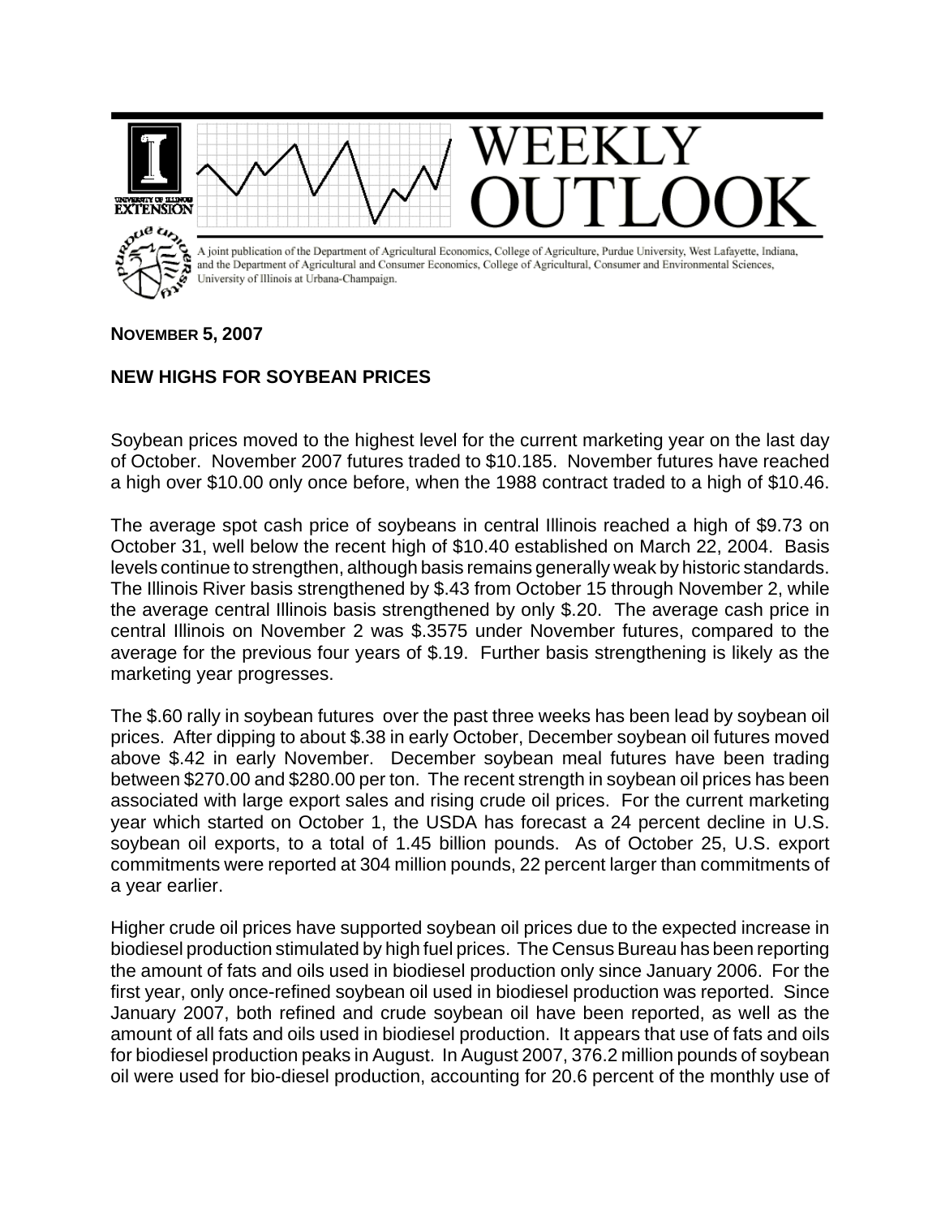# WEEKLY OUTLOOK

A joint publication of the Department of Agricultural Economics, College of Agriculture, Purdue University, West Lafayette, Indiana, and the Department of Agricultural and Consumer Economics, College of Agricultural, Consumer and Environmental Sciences, University of Illinois at Urbana-Champaign.

**NOVEMBER 5, 2007**

## NEW HIGHS FOR SOYBEAN PRICES

Soybean prices moved to the highest level for the current marketing year on the last day of October. November 2007 futures traded to $10.185. November futures have reached a high over $10.00 only once before, when the 1988 contract traded to a high of $10.46.

The average spot cash price of soybeans in central Illinois reached a high of $9.73 on October 31, well below the recent high of $10.40 established on March 22, 2004. Basis levels continue to strengthen, although basis remains generally weak by historic standards. The Illinois River basis strengthened by $.43 from October 15 through November 2, while the average central Illinois basis strengthened by only $.20. The average cash price in central Illinois on November 2 was $.3575 under November futures, compared to the average for the previous four years of $.19. Further basis strengthening is likely as the marketing year progresses.

The $.60 rally in soybean futures over the past three weeks has been lead by soybean oil prices. After dipping to about $.38 in early October, December soybean oil futures moved above $.42 in early November. December soybean meal futures have been trading between $270.00 and $280.00 per ton. The recent strength in soybean oil prices has been associated with large export sales and rising crude oil prices. For the current marketing year which started on October 1, the USDA has forecast a 24 percent decline in U.S. soybean oil exports, to a total of 1.45 billion pounds. As of October 25, U.S. export commitments were reported at 304 million pounds, 22 percent larger than commitments of a year earlier.

Higher crude oil prices have supported soybean oil prices due to the expected increase in biodiesel production stimulated by high fuel prices. The Census Bureau has been reporting the amount of fats and oils used in biodiesel production only since January 2006. For the first year, only once-refined soybean oil used in biodiesel production was reported. Since January 2007, both refined and crude soybean oil have been reported, as well as the amount of all fats and oils used in biodiesel production. It appears that use of fats and oils for biodiesel production peaks in August. In August 2007, 376.2 million pounds of soybean oil were used for bio-diesel production, accounting for 20.6 percent of the monthly use of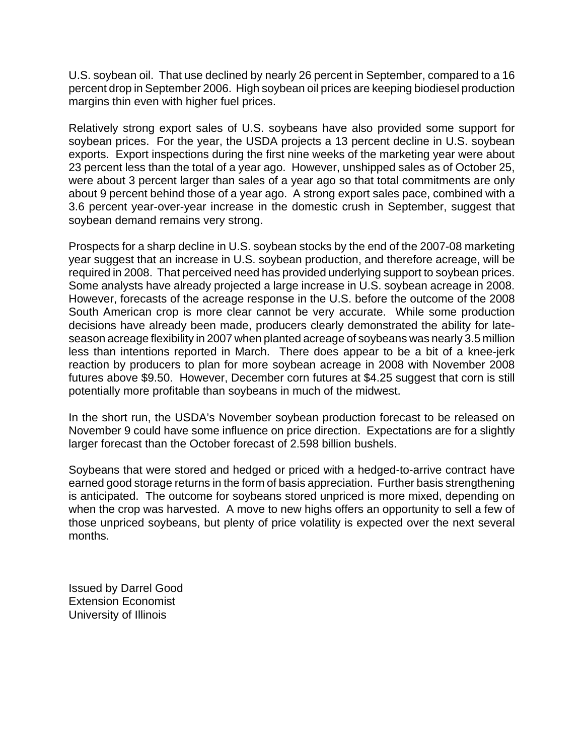U.S. soybean oil. That use declined by nearly 26 percent in September, compared to a 16 percent drop in September 2006. High soybean oil prices are keeping biodiesel production margins thin even with higher fuel prices.

Relatively strong export sales of U.S. soybeans have also provided some support for soybean prices. For the year, the USDA projects a 13 percent decline in U.S. soybean exports. Export inspections during the first nine weeks of the marketing year were about 23 percent less than the total of a year ago. However, unshipped sales as of October 25, were about 3 percent larger than sales of a year ago so that total commitments are only about 9 percent behind those of a year ago. A strong export sales pace, combined with a 3.6 percent year-over-year increase in the domestic crush in September, suggest that soybean demand remains very strong.

Prospects for a sharp decline in U.S. soybean stocks by the end of the 2007-08 marketing year suggest that an increase in U.S. soybean production, and therefore acreage, will be required in 2008. That perceived need has provided underlying support to soybean prices. Some analysts have already projected a large increase in U.S. soybean acreage in 2008. However, forecasts of the acreage response in the U.S. before the outcome of the 2008 South American crop is more clear cannot be very accurate. While some production decisions have already been made, producers clearly demonstrated the ability for late-season acreage flexibility in 2007 when planted acreage of soybeans was nearly 3.5 million less than intentions reported in March. There does appear to be a bit of a knee-jerk reaction by producers to plan for more soybean acreage in 2008 with November 2008 futures above $9.50. However, December corn futures at $4.25 suggest that corn is still potentially more profitable than soybeans in much of the midwest.

In the short run, the USDA's November soybean production forecast to be released on November 9 could have some influence on price direction. Expectations are for a slightly larger forecast than the October forecast of 2.598 billion bushels.

Soybeans that were stored and hedged or priced with a hedged-to-arrive contract have earned good storage returns in the form of basis appreciation. Further basis strengthening is anticipated. The outcome for soybeans stored unpriced is more mixed, depending on when the crop was harvested. A move to new highs offers an opportunity to sell a few of those unpriced soybeans, but plenty of price volatility is expected over the next several months.

Issued by Darrel Good  
Extension Economist  
University of Illinois